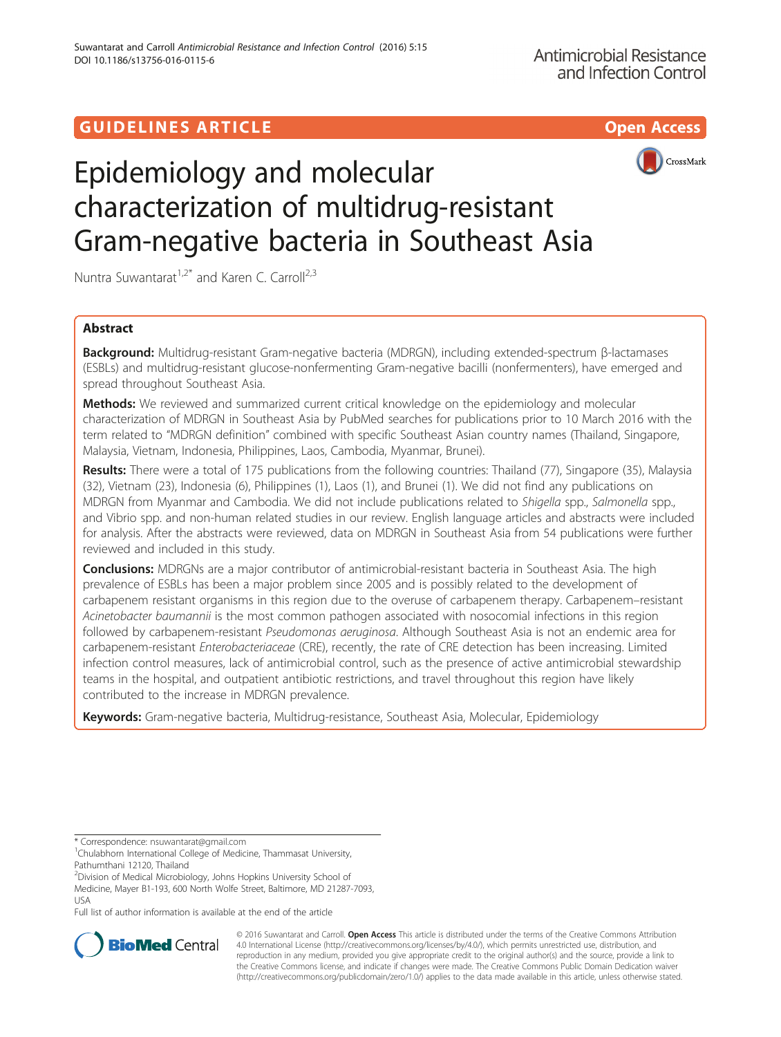GUIDELINES ARTICLE

Open Access

# Epidemiology and molecular characterization of multidrug-resistant Gram-negative bacteria in Southeast Asia

Nuntra Suwantarat[1,2*] and Karen C. Carroll[2,3]

## Abstract

**Background:** Multidrug-resistant Gram-negative bacteria (MDRGN), including extended-spectrum β-lactamases (ESBLs) and multidrug-resistant glucose-nonfermenting Gram-negative bacilli (nonfermenters), have emerged and spread throughout Southeast Asia.

**Methods:** We reviewed and summarized current critical knowledge on the epidemiology and molecular characterization of MDRGN in Southeast Asia by PubMed searches for publications prior to 10 March 2016 with the term related to "MDRGN definition" combined with specific Southeast Asian country names (Thailand, Singapore, Malaysia, Vietnam, Indonesia, Philippines, Laos, Cambodia, Myanmar, Brunei).

**Results:** There were a total of 175 publications from the following countries: Thailand (77), Singapore (35), Malaysia (32), Vietnam (23), Indonesia (6), Philippines (1), Laos (1), and Brunei (1). We did not find any publications on MDRGN from Myanmar and Cambodia. We did not include publications related to *Shigella* spp., *Salmonella* spp., and Vibrio spp. and non-human related studies in our review. English language articles and abstracts were included for analysis. After the abstracts were reviewed, data on MDRGN in Southeast Asia from 54 publications were further reviewed and included in this study.

**Conclusions:** MDRGNs are a major contributor of antimicrobial-resistant bacteria in Southeast Asia. The high prevalence of ESBLs has been a major problem since 2005 and is possibly related to the development of carbapenem resistant organisms in this region due to the overuse of carbapenem therapy. Carbapenem–resistant *Acinetobacter baumannii* is the most common pathogen associated with nosocomial infections in this region followed by carbapenem-resistant *Pseudomonas aeruginosa*. Although Southeast Asia is not an endemic area for carbapenem-resistant *Enterobacteriaceae* (CRE), recently, the rate of CRE detection has been increasing. Limited infection control measures, lack of antimicrobial control, such as the presence of active antimicrobial stewardship teams in the hospital, and outpatient antibiotic restrictions, and travel throughout this region have likely contributed to the increase in MDRGN prevalence.

**Keywords:** Gram-negative bacteria, Multidrug-resistance, Southeast Asia, Molecular, Epidemiology

\* Correspondence: nsuwantarat@gmail.com

[1]Chulabhorn International College of Medicine, Thammasat University, Pathumthani 12120, Thailand

[2]Division of Medical Microbiology, Johns Hopkins University School of Medicine, Mayer B1-193, 600 North Wolfe Street, Baltimore, MD 21287-7093, USA

Full list of author information is available at the end of the article

© 2016 Suwantarat and Carroll. **Open Access** This article is distributed under the terms of the Creative Commons Attribution 4.0 International License (http://creativecommons.org/licenses/by/4.0/), which permits unrestricted use, distribution, and reproduction in any medium, provided you give appropriate credit to the original author(s) and the source, provide a link to the Creative Commons license, and indicate if changes were made. The Creative Commons Public Domain Dedication waiver (http://creativecommons.org/publicdomain/zero/1.0/) applies to the data made available in this article, unless otherwise stated.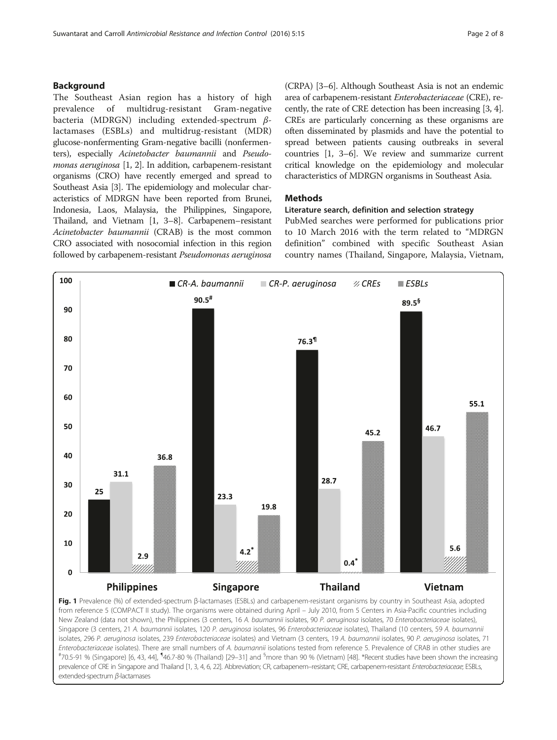## Background

The Southeast Asian region has a history of high prevalence of multidrug-resistant Gram-negative bacteria (MDRGN) including extended-spectrum β-lactamases (ESBLs) and multidrug-resistant (MDR) glucose-nonfermenting Gram-negative bacilli (nonfermenters), especially *Acinetobacter baumannii* and *Pseudomonas aeruginosa* [1, 2]. In addition, carbapenem-resistant organisms (CRO) have recently emerged and spread to Southeast Asia [3]. The epidemiology and molecular characteristics of MDRGN have been reported from Brunei, Indonesia, Laos, Malaysia, the Philippines, Singapore, Thailand, and Vietnam [1, 3–8]. Carbapenem–resistant *Acinetobacter baumannii* (CRAB) is the most common CRO associated with nosocomial infection in this region followed by carbapenem-resistant *Pseudomonas aeruginosa* (CRPA) [3–6]. Although Southeast Asia is not an endemic area of carbapenem-resistant *Enterobacteriaceae* (CRE), recently, the rate of CRE detection has been increasing [3, 4]. CREs are particularly concerning as these organisms are often disseminated by plasmids and have the potential to spread between patients causing outbreaks in several countries [1, 3–6]. We review and summarize current critical knowledge on the epidemiology and molecular characteristics of MDRGN organisms in Southeast Asia.

## Methods

### Literature search, definition and selection strategy

PubMed searches were performed for publications prior to 10 March 2016 with the term related to "MDRGN definition" combined with specific Southeast Asian country names (Thailand, Singapore, Malaysia, Vietnam,

| | CR-*A. baumannii* | CR-*P. aeruginosa* | CREs | ESBLs |
|---|---|---|---|---|
| Philippines | 25 | 31.1 | 2.9 | 36.8 |
| Singapore | 90.5[#] | 23.3 | 4.2* | 19.8 |
| Thailand | 76.3[¶] | 28.7 | 0.4* | 45.2 |
| Vietnam | 89.5[§] | 46.7 | 5.6 | 55.1 |

**Fig. 1** Prevalence (%) of extended-spectrum β-lactamases (ESBLs) and carbapenem-resistant organisms by country in Southeast Asia, adopted from reference 5 (COMPACT II study). The organisms were obtained during April – July 2010, from 5 Centers in Asia-Pacific countries including New Zealand (data not shown), the Philippines (3 centers, 16 *A. baumannii* isolates, 90 *P. aeruginosa* isolates, 70 *Enterobacteriaceae* isolates), Singapore (3 centers, 21 *A. baumannii* isolates, 120 *P. aeruginosa* isolates, 96 *Enterobacteriaceae* isolates), Thailand (10 centers, 59 *A. baumannii* isolates, 296 *P. aeruginosa* isolates, 239 *Enterobacteriaceae* isolates) and Vietnam (3 centers, 19 *A. baumannii* isolates, 90 *P. aeruginosa* isolates, 71 *Enterobacteriaceae* isolates). There are small numbers of *A. baumannii* isolations tested from reference 5. Prevalence of CRAB in other studies are [#]70.5-91 % (Singapore) [6, 43, 44], [¶]46.7-80 % (Thailand) [29–31] and [§]more than 90 % (Vietnam) [48]. *Recent studies have been shown the increasing prevalence of CRE in Singapore and Thailand [1, 3, 4, 6, 22]. Abbreviation; CR, carbapenem–resistant; CRE, carbapenem-resistant *Enterobacteriaceae*; ESBLs, extended-spectrum β-lactamases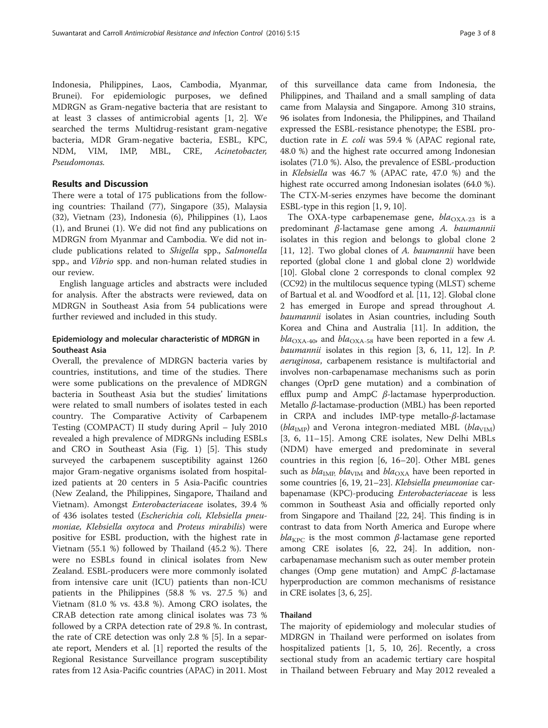Indonesia, Philippines, Laos, Cambodia, Myanmar, Brunei). For epidemiologic purposes, we defined MDRGN as Gram-negative bacteria that are resistant to at least 3 classes of antimicrobial agents [1, 2]. We searched the terms Multidrug-resistant gram-negative bacteria, MDR Gram-negative bacteria, ESBL, KPC, NDM, VIM, IMP, MBL, CRE, *Acinetobacter*, *Pseudomonas*.

## Results and Discussion

There were a total of 175 publications from the following countries: Thailand (77), Singapore (35), Malaysia (32), Vietnam (23), Indonesia (6), Philippines (1), Laos (1), and Brunei (1). We did not find any publications on MDRGN from Myanmar and Cambodia. We did not include publications related to *Shigella* spp., *Salmonella* spp., and *Vibrio* spp. and non-human related studies in our review.

English language articles and abstracts were included for analysis. After the abstracts were reviewed, data on MDRGN in Southeast Asia from 54 publications were further reviewed and included in this study.

### Epidemiology and molecular characteristic of MDRGN in Southeast Asia

Overall, the prevalence of MDRGN bacteria varies by countries, institutions, and time of the studies. There were some publications on the prevalence of MDRGN bacteria in Southeast Asia but the studies' limitations were related to small numbers of isolates tested in each country. The Comparative Activity of Carbapenem Testing (COMPACT) II study during April – July 2010 revealed a high prevalence of MDRGNs including ESBLs and CRO in Southeast Asia (Fig. 1) [5]. This study surveyed the carbapenem susceptibility against 1260 major Gram-negative organisms isolated from hospitalized patients at 20 centers in 5 Asia-Pacific countries (New Zealand, the Philippines, Singapore, Thailand and Vietnam). Amongst *Enterobacteriaceae* isolates, 39.4 % of 436 isolates tested (*Escherichia coli, Klebsiella pneumoniae, Klebsiella oxytoca* and *Proteus mirabilis*) were positive for ESBL production, with the highest rate in Vietnam (55.1 %) followed by Thailand (45.2 %). There were no ESBLs found in clinical isolates from New Zealand. ESBL-producers were more commonly isolated from intensive care unit (ICU) patients than non-ICU patients in the Philippines (58.8 % vs. 27.5 %) and Vietnam (81.0 % vs. 43.8 %). Among CRO isolates, the CRAB detection rate among clinical isolates was 73 % followed by a CRPA detection rate of 29.8 %. In contrast, the rate of CRE detection was only 2.8 % [5]. In a separate report, Menders et al. [1] reported the results of the Regional Resistance Surveillance program susceptibility rates from 12 Asia-Pacific countries (APAC) in 2011. Most of this surveillance data came from Indonesia, the Philippines, and Thailand and a small sampling of data came from Malaysia and Singapore. Among 310 strains, 96 isolates from Indonesia, the Philippines, and Thailand expressed the ESBL-resistance phenotype; the ESBL production rate in *E. coli* was 59.4 % (APAC regional rate, 48.0 %) and the highest rate occurred among Indonesian isolates (71.0 %). Also, the prevalence of ESBL-production in *Klebsiella* was 46.7 % (APAC rate, 47.0 %) and the highest rate occurred among Indonesian isolates (64.0 %). The CTX-M-series enzymes have become the dominant ESBL-type in this region [1, 9, 10].

The OXA-type carbapenemase gene, $bla_{\text{OXA-23}}$ is a predominant $\beta$-lactamase gene among *A. baumannii* isolates in this region and belongs to global clone 2 [11, 12]. Two global clones of *A. baumannii* have been reported (global clone 1 and global clone 2) worldwide [10]. Global clone 2 corresponds to clonal complex 92 (CC92) in the multilocus sequence typing (MLST) scheme of Bartual et al. and Woodford et al. [11, 12]. Global clone 2 has emerged in Europe and spread throughout *A. baumannii* isolates in Asian countries, including South Korea and China and Australia [11]. In addition, the $bla_{\text{OXA-40}}$, and $bla_{\text{OXA-58}}$ have been reported in a few *A. baumannii* isolates in this region [3, 6, 11, 12]. In *P. aeruginosa*, carbapenem resistance is multifactorial and involves non-carbapenamase mechanisms such as porin changes (OprD gene mutation) and a combination of efflux pump and AmpC $\beta$-lactamase hyperproduction. Metallo $\beta$-lactamase-production (MBL) has been reported in CRPA and includes IMP-type metallo-$\beta$-lactamase ($bla_{\text{IMP}}$) and Verona integron-mediated MBL ($bla_{\text{VIM}}$) [3, 6, 11–15]. Among CRE isolates, New Delhi MBLs (NDM) have emerged and predominate in several countries in this region [6, 16–20]. Other MBL genes such as $bla_{\text{IMP}}$, $bla_{\text{VIM}}$ and $bla_{\text{OXA}}$ have been reported in some countries [6, 19, 21–23]. *Klebsiella pneumoniae* carbapenamase (KPC)-producing *Enterobacteriaceae* is less common in Southeast Asia and officially reported only from Singapore and Thailand [22, 24]. This finding is in contrast to data from North America and Europe where $bla_{\text{KPC}}$ is the most common $\beta$-lactamase gene reported among CRE isolates [6, 22, 24]. In addition, non-carbapenamase mechanism such as outer member protein changes (Omp gene mutation) and AmpC $\beta$-lactamase hyperproduction are common mechanisms of resistance in CRE isolates [3, 6, 25].

### Thailand

The majority of epidemiology and molecular studies of MDRGN in Thailand were performed on isolates from hospitalized patients [1, 5, 10, 26]. Recently, a cross sectional study from an academic tertiary care hospital in Thailand between February and May 2012 revealed a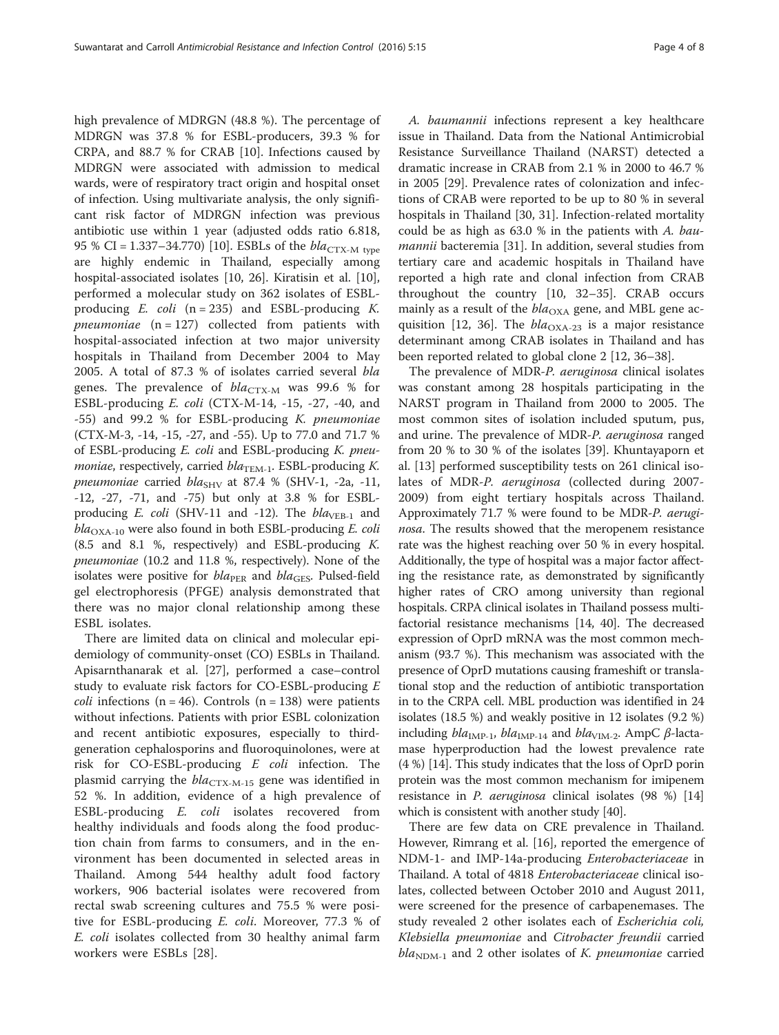high prevalence of MDRGN (48.8 %). The percentage of MDRGN was 37.8 % for ESBL-producers, 39.3 % for CRPA, and 88.7 % for CRAB [10]. Infections caused by MDRGN were associated with admission to medical wards, were of respiratory tract origin and hospital onset of infection. Using multivariate analysis, the only significant risk factor of MDRGN infection was previous antibiotic use within 1 year (adjusted odds ratio 6.818, 95 % CI = 1.337–34.770) [10]. ESBLs of the $bla_{\text{CTX-M type}}$ are highly endemic in Thailand, especially among hospital-associated isolates [10, 26]. Kiratisin et al. [10], performed a molecular study on 362 isolates of ESBL-producing *E. coli* (n = 235) and ESBL-producing *K. pneumoniae* (n = 127) collected from patients with hospital-associated infection at two major university hospitals in Thailand from December 2004 to May 2005. A total of 87.3 % of isolates carried several *bla* genes. The prevalence of $bla_{\text{CTX-M}}$ was 99.6 % for ESBL-producing *E. coli* (CTX-M-14, -15, -27, -40, and -55) and 99.2 % for ESBL-producing *K. pneumoniae* (CTX-M-3, -14, -15, -27, and -55). Up to 77.0 and 71.7 % of ESBL-producing *E. coli* and ESBL-producing *K. pneumoniae*, respectively, carried $bla_{\text{TEM-1}}$. ESBL-producing *K. pneumoniae* carried $bla_{\text{SHV}}$ at 87.4 % (SHV-1, -2a, -11, -12, -27, -71, and -75) but only at 3.8 % for ESBL-producing *E. coli* (SHV-11 and -12). The $bla_{\text{VEB-1}}$ and $bla_{\text{OXA-10}}$ were also found in both ESBL-producing *E. coli* (8.5 and 8.1 %, respectively) and ESBL-producing *K. pneumoniae* (10.2 and 11.8 %, respectively). None of the isolates were positive for $bla_{\text{PER}}$ and $bla_{\text{GES}}$. Pulsed-field gel electrophoresis (PFGE) analysis demonstrated that there was no major clonal relationship among these ESBL isolates.

There are limited data on clinical and molecular epidemiology of community-onset (CO) ESBLs in Thailand. Apisarnthanarak et al. [27], performed a case–control study to evaluate risk factors for CO-ESBL-producing *E coli* infections (n = 46). Controls (n = 138) were patients without infections. Patients with prior ESBL colonization and recent antibiotic exposures, especially to third-generation cephalosporins and fluoroquinolones, were at risk for CO-ESBL-producing *E coli* infection. The plasmid carrying the $bla_{\text{CTX-M-15}}$ gene was identified in 52 %. In addition, evidence of a high prevalence of ESBL-producing *E. coli* isolates recovered from healthy individuals and foods along the food production chain from farms to consumers, and in the environment has been documented in selected areas in Thailand. Among 544 healthy adult food factory workers, 906 bacterial isolates were recovered from rectal swab screening cultures and 75.5 % were positive for ESBL-producing *E. coli*. Moreover, 77.3 % of *E. coli* isolates collected from 30 healthy animal farm workers were ESBLs [28].

*A. baumannii* infections represent a key healthcare issue in Thailand. Data from the National Antimicrobial Resistance Surveillance Thailand (NARST) detected a dramatic increase in CRAB from 2.1 % in 2000 to 46.7 % in 2005 [29]. Prevalence rates of colonization and infections of CRAB were reported to be up to 80 % in several hospitals in Thailand [30, 31]. Infection-related mortality could be as high as 63.0 % in the patients with *A. baumannii* bacteremia [31]. In addition, several studies from tertiary care and academic hospitals in Thailand have reported a high rate and clonal infection from CRAB throughout the country [10, 32–35]. CRAB occurs mainly as a result of the $bla_{\text{OXA}}$ gene, and MBL gene acquisition [12, 36]. The $bla_{\text{OXA-23}}$ is a major resistance determinant among CRAB isolates in Thailand and has been reported related to global clone 2 [12, 36–38].

The prevalence of MDR-*P. aeruginosa* clinical isolates was constant among 28 hospitals participating in the NARST program in Thailand from 2000 to 2005. The most common sites of isolation included sputum, pus, and urine. The prevalence of MDR-*P. aeruginosa* ranged from 20 % to 30 % of the isolates [39]. Khuntayaporn et al. [13] performed susceptibility tests on 261 clinical isolates of MDR-*P. aeruginosa* (collected during 2007-2009) from eight tertiary hospitals across Thailand. Approximately 71.7 % were found to be MDR-*P. aeruginosa*. The results showed that the meropenem resistance rate was the highest reaching over 50 % in every hospital. Additionally, the type of hospital was a major factor affecting the resistance rate, as demonstrated by significantly higher rates of CRO among university than regional hospitals. CRPA clinical isolates in Thailand possess multifactorial resistance mechanisms [14, 40]. The decreased expression of OprD mRNA was the most common mechanism (93.7 %). This mechanism was associated with the presence of OprD mutations causing frameshift or translational stop and the reduction of antibiotic transportation in to the CRPA cell. MBL production was identified in 24 isolates (18.5 %) and weakly positive in 12 isolates (9.2 %) including $bla_{\text{IMP-1}}$, $bla_{\text{IMP-14}}$ and $bla_{\text{VIM-2}}$. AmpC $\beta$-lactamase hyperproduction had the lowest prevalence rate (4 %) [14]. This study indicates that the loss of OprD porin protein was the most common mechanism for imipenem resistance in *P. aeruginosa* clinical isolates (98 %) [14] which is consistent with another study [40].

There are few data on CRE prevalence in Thailand. However, Rimrang et al. [16], reported the emergence of NDM-1- and IMP-14a-producing *Enterobacteriaceae* in Thailand. A total of 4818 *Enterobacteriaceae* clinical isolates, collected between October 2010 and August 2011, were screened for the presence of carbapenemases. The study revealed 2 other isolates each of *Escherichia coli, Klebsiella pneumoniae* and *Citrobacter freundii* carried $bla_{\text{NDM-1}}$ and 2 other isolates of *K. pneumoniae* carried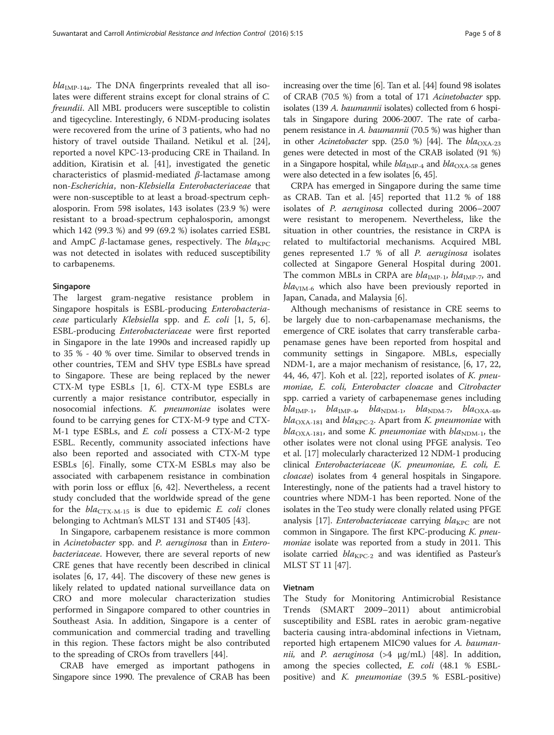$bla_{IMP-14a}$. The DNA fingerprints revealed that all isolates were different strains except for clonal strains of *C. freundii*. All MBL producers were susceptible to colistin and tigecycline. Interestingly, 6 NDM-producing isolates were recovered from the urine of 3 patients, who had no history of travel outside Thailand. Netikul et al. [24], reported a novel KPC-13-producing CRE in Thailand. In addition, Kiratisin et al. [41], investigated the genetic characteristics of plasmid-mediated *β*-lactamase among non-*Escherichia*, non-*Klebsiella Enterobacteriaceae* that were non-susceptible to at least a broad-spectrum cephalosporin. From 598 isolates, 143 isolates (23.9 %) were resistant to a broad-spectrum cephalosporin, amongst which 142 (99.3 %) and 99 (69.2 %) isolates carried ESBL and AmpC *β*-lactamase genes, respectively. The $bla_{KPC}$ was not detected in isolates with reduced susceptibility to carbapenems.

## Singapore

The largest gram-negative resistance problem in Singapore hospitals is ESBL-producing *Enterobacteriaceae* particularly *Klebsiella* spp. and *E. coli* [1, 5, 6]. ESBL-producing *Enterobacteriaceae* were first reported in Singapore in the late 1990s and increased rapidly up to 35 % - 40 % over time. Similar to observed trends in other countries, TEM and SHV type ESBLs have spread to Singapore. These are being replaced by the newer CTX-M type ESBLs [1, 6]. CTX-M type ESBLs are currently a major resistance contributor, especially in nosocomial infections. *K. pneumoniae* isolates were found to be carrying genes for CTX-M-9 type and CTX-M-1 type ESBLs, and *E. coli* possess a CTX-M-2 type ESBL. Recently, community associated infections have also been reported and associated with CTX-M type ESBLs [6]. Finally, some CTX-M ESBLs may also be associated with carbapenem resistance in combination with porin loss or efflux [6, 42]. Nevertheless, a recent study concluded that the worldwide spread of the gene for the $bla_{CTX-M-15}$ is due to epidemic *E. coli* clones belonging to Achtman's MLST 131 and ST405 [43].

In Singapore, carbapenem resistance is more common in *Acinetobacter* spp. and *P. aeruginosa* than in *Enterobacteriaceae*. However, there are several reports of new CRE genes that have recently been described in clinical isolates [6, 17, 44]. The discovery of these new genes is likely related to updated national surveillance data on CRO and more molecular characterization studies performed in Singapore compared to other countries in Southeast Asia. In addition, Singapore is a center of communication and commercial trading and travelling in this region. These factors might be also contributed to the spreading of CROs from travellers [44].

CRAB have emerged as important pathogens in Singapore since 1990. The prevalence of CRAB has been increasing over the time [6]. Tan et al. [44] found 98 isolates of CRAB (70.5 %) from a total of 171 *Acinetobacter* spp. isolates (139 *A. baumannii* isolates) collected from 6 hospitals in Singapore during 2006-2007. The rate of carbapenem resistance in *A. baumannii* (70.5 %) was higher than in other *Acinetobacter* spp. (25.0 %) [44]. The $bla_{OXA-23}$ genes were detected in most of the CRAB isolated (91 %) in a Singapore hospital, while $bla_{IMP-4}$ and $bla_{OXA-58}$ genes were also detected in a few isolates [6, 45].

CRPA has emerged in Singapore during the same time as CRAB. Tan et al. [45] reported that 11.2 % of 188 isolates of *P. aeruginosa* collected during 2006–2007 were resistant to meropenem. Nevertheless, like the situation in other countries, the resistance in CRPA is related to multifactorial mechanisms. Acquired MBL genes represented 1.7 % of all *P. aeruginosa* isolates collected at Singapore General Hospital during 2001. The common MBLs in CRPA are $bla_{IMP-1}$, $bla_{IMP-7}$, and $bla_{VIM-6}$ which also have been previously reported in Japan, Canada, and Malaysia [6].

Although mechanisms of resistance in CRE seems to be largely due to non-carbapenamase mechanisms, the emergence of CRE isolates that carry transferable carbapenamase genes have been reported from hospital and community settings in Singapore. MBLs, especially NDM-1, are a major mechanism of resistance, [6, 17, 22, 44, 46, 47]. Koh et al. [22], reported isolates of *K. pneumoniae, E. coli, Enterobacter cloacae* and *Citrobacter* spp. carried a variety of carbapenemase genes including $bla_{IMP-1}$, $bla_{IMP-4}$, $bla_{NDM-1}$, $bla_{NDM-7}$, $bla_{OXA-48}$, $bla_{OXA-181}$ and $bla_{KPC-2}$. Apart from *K. pneumoniae* with $bla_{OXA-181}$, and some *K. pneumoniae* with $bla_{NDM-1}$, the other isolates were not clonal using PFGE analysis. Teo et al. [17] molecularly characterized 12 NDM-1 producing clinical *Enterobacteriaceae* (*K. pneumoniae, E. coli, E. cloacae*) isolates from 4 general hospitals in Singapore. Interestingly, none of the patients had a travel history to countries where NDM-1 has been reported. None of the isolates in the Teo study were clonally related using PFGE analysis [17]. *Enterobacteriaceae* carrying $bla_{KPC}$ are not common in Singapore. The first KPC-producing *K. pneumoniae* isolate was reported from a study in 2011. This isolate carried $bla_{KPC-2}$ and was identified as Pasteur's MLST ST 11 [47].

## Vietnam

The Study for Monitoring Antimicrobial Resistance Trends (SMART 2009–2011) about antimicrobial susceptibility and ESBL rates in aerobic gram-negative bacteria causing intra-abdominal infections in Vietnam, reported high ertapenem MIC90 values for *A. baumannii,* and *P. aeruginosa* (>4 μg/mL) [48]. In addition, among the species collected, *E. coli* (48.1 % ESBL-positive) and *K. pneumoniae* (39.5 % ESBL-positive)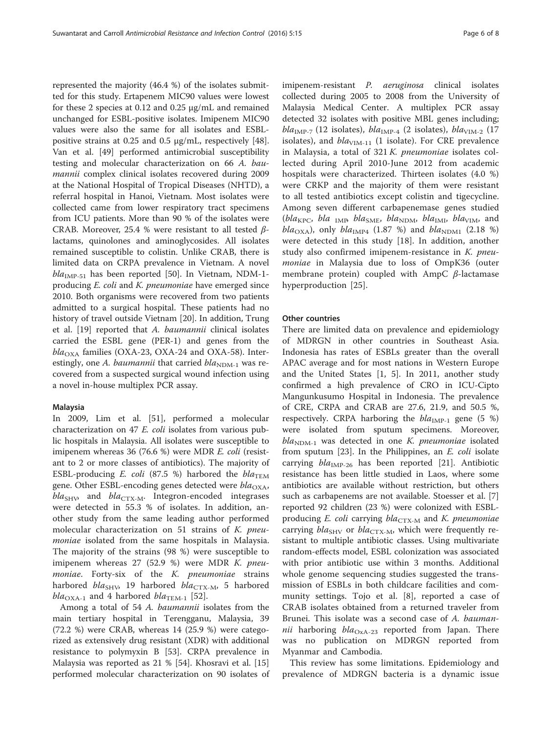represented the majority (46.4 %) of the isolates submitted for this study. Ertapenem MIC90 values were lowest for these 2 species at 0.12 and 0.25 μg/mL and remained unchanged for ESBL-positive isolates. Imipenem MIC90 values were also the same for all isolates and ESBL-positive strains at 0.25 and 0.5 μg/mL, respectively [48]. Van et al. [49] performed antimicrobial susceptibility testing and molecular characterization on 66 *A. baumannii* complex clinical isolates recovered during 2009 at the National Hospital of Tropical Diseases (NHTD), a referral hospital in Hanoi, Vietnam. Most isolates were collected came from lower respiratory tract specimens from ICU patients. More than 90 % of the isolates were CRAB. Moreover, 25.4 % were resistant to all tested β-lactams, quinolones and aminoglycosides. All isolates remained susceptible to colistin. Unlike CRAB, there is limited data on CRPA prevalence in Vietnam. A novel $bla_{IMP-51}$ has been reported [50]. In Vietnam, NDM-1-producing *E. coli* and *K. pneumoniae* have emerged since 2010. Both organisms were recovered from two patients admitted to a surgical hospital. These patients had no history of travel outside Vietnam [20]. In addition, Trung et al. [19] reported that *A. baumannii* clinical isolates carried the ESBL gene (PER-1) and genes from the $bla_{OXA}$ families (OXA-23, OXA-24 and OXA-58). Interestingly, one *A. baumannii* that carried $bla_{NDM-1}$ was recovered from a suspected surgical wound infection using a novel in-house multiplex PCR assay.

### Malaysia

In 2009, Lim et al. [51], performed a molecular characterization on 47 *E. coli* isolates from various public hospitals in Malaysia. All isolates were susceptible to imipenem whereas 36 (76.6 %) were MDR *E. coli* (resistant to 2 or more classes of antibiotics). The majority of ESBL-producing *E. coli* (87.5 %) harbored the $bla_{TEM}$ gene. Other ESBL-encoding genes detected were $bla_{OXA}$, $bla_{SHV}$, and $bla_{CTX-M}$. Integron-encoded integrases were detected in 55.3 % of isolates. In addition, another study from the same leading author performed molecular characterization on 51 strains of *K. pneumoniae* isolated from the same hospitals in Malaysia. The majority of the strains (98 %) were susceptible to imipenem whereas 27 (52.9 %) were MDR *K. pneumoniae*. Forty-six of the *K. pneumoniae* strains harbored $bla_{SHV}$, 19 harbored $bla_{CTX-M}$, 5 harbored $bla_{OXA-1}$ and 4 harbored $bla_{TEM-1}$ [52].

Among a total of 54 *A. baumannii* isolates from the main tertiary hospital in Terengganu, Malaysia, 39 (72.2 %) were CRAB, whereas 14 (25.9 %) were categorized as extensively drug resistant (XDR) with additional resistance to polymyxin B [53]. CRPA prevalence in Malaysia was reported as 21 % [54]. Khosravi et al. [15] performed molecular characterization on 90 isolates of imipenem-resistant *P. aeruginosa* clinical isolates collected during 2005 to 2008 from the University of Malaysia Medical Center. A multiplex PCR assay detected 32 isolates with positive MBL genes including; $bla_{IMP-7}$ (12 isolates), $bla_{IMP-4}$ (2 isolates), $bla_{VIM-2}$ (17 isolates), and $bla_{VIM-11}$ (1 isolate). For CRE prevalence in Malaysia, a total of 321 *K. pneumoniae* isolates collected during April 2010-June 2012 from academic hospitals were characterized. Thirteen isolates (4.0 %) were CRKP and the majority of them were resistant to all tested antibiotics except colistin and tigecycline. Among seven different carbapenemase genes studied ($bla_{KPC}$, $bla_{IMP}$, $bla_{SME}$, $bla_{NDM}$, $bla_{IMI}$, $bla_{VIM}$, and $bla_{OXA}$), only $bla_{IMP4}$ (1.87 %) and $bla_{NDM1}$ (2.18 %) were detected in this study [18]. In addition, another study also confirmed imipenem-resistance in *K. pneumoniae* in Malaysia due to loss of OmpK36 (outer membrane protein) coupled with AmpC β-lactamase hyperproduction [25].

### Other countries

There are limited data on prevalence and epidemiology of MDRGN in other countries in Southeast Asia. Indonesia has rates of ESBLs greater than the overall APAC average and for most nations in Western Europe and the United States [1, 5]. In 2011, another study confirmed a high prevalence of CRO in ICU-Cipto Mangunkusumo Hospital in Indonesia. The prevalence of CRE, CRPA and CRAB are 27.6, 21.9, and 50.5 %, respectively. CRPA harboring the $bla_{IMP-1}$ gene (5 %) were isolated from sputum specimens. Moreover, $bla_{NDM-1}$ was detected in one *K. pneumoniae* isolated from sputum [23]. In the Philippines, an *E. coli* isolate carrying $bla_{IMP-26}$ has been reported [21]. Antibiotic resistance has been little studied in Laos, where some antibiotics are available without restriction, but others such as carbapenems are not available. Stoesser et al. [7] reported 92 children (23 %) were colonized with ESBL-producing *E. coli* carrying $bla_{CTX-M}$ and *K. pneumoniae* carrying $bla_{SHV}$ or $bla_{CTX-M}$, which were frequently resistant to multiple antibiotic classes. Using multivariate random-effects model, ESBL colonization was associated with prior antibiotic use within 3 months. Additional whole genome sequencing studies suggested the transmission of ESBLs in both childcare facilities and community settings. Tojo et al. [8], reported a case of CRAB isolates obtained from a returned traveler from Brunei. This isolate was a second case of *A. baumannii* harboring $bla_{OxA-23}$ reported from Japan. There was no publication on MDRGN reported from Myanmar and Cambodia.

This review has some limitations. Epidemiology and prevalence of MDRGN bacteria is a dynamic issue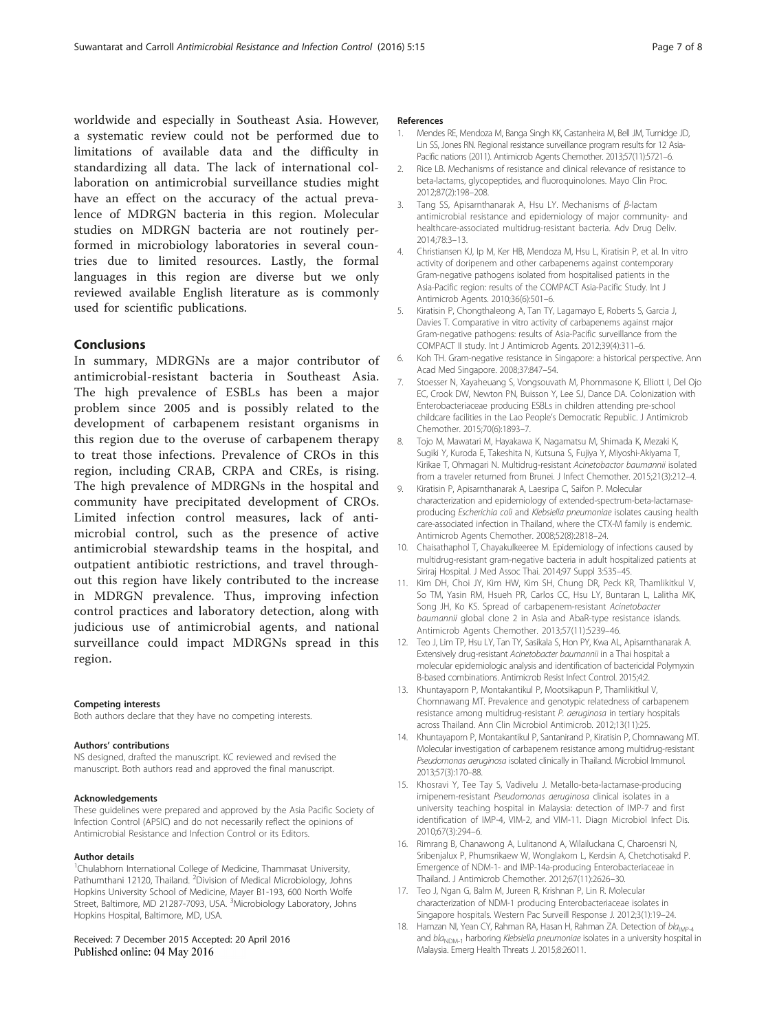worldwide and especially in Southeast Asia. However, a systematic review could not be performed due to limitations of available data and the difficulty in standardizing all data. The lack of international collaboration on antimicrobial surveillance studies might have an effect on the accuracy of the actual prevalence of MDRGN bacteria in this region. Molecular studies on MDRGN bacteria are not routinely performed in microbiology laboratories in several countries due to limited resources. Lastly, the formal languages in this region are diverse but we only reviewed available English literature as is commonly used for scientific publications.

## Conclusions

In summary, MDRGNs are a major contributor of antimicrobial-resistant bacteria in Southeast Asia. The high prevalence of ESBLs has been a major problem since 2005 and is possibly related to the development of carbapenem resistant organisms in this region due to the overuse of carbapenem therapy to treat those infections. Prevalence of CROs in this region, including CRAB, CRPA and CREs, is rising. The high prevalence of MDRGNs in the hospital and community have precipitated development of CROs. Limited infection control measures, lack of antimicrobial control, such as the presence of active antimicrobial stewardship teams in the hospital, and outpatient antibiotic restrictions, and travel throughout this region have likely contributed to the increase in MDRGN prevalence. Thus, improving infection control practices and laboratory detection, along with judicious use of antimicrobial agents, and national surveillance could impact MDRGNs spread in this region.

#### Competing interests

Both authors declare that they have no competing interests.

#### Authors' contributions

NS designed, drafted the manuscript. KC reviewed and revised the manuscript. Both authors read and approved the final manuscript.

#### Acknowledgements

These guidelines were prepared and approved by the Asia Pacific Society of Infection Control (APSIC) and do not necessarily reflect the opinions of Antimicrobial Resistance and Infection Control or its Editors.

#### Author details

[1]Chulabhorn International College of Medicine, Thammasat University, Pathumthani 12120, Thailand. [2]Division of Medical Microbiology, Johns Hopkins University School of Medicine, Mayer B1-193, 600 North Wolfe Street, Baltimore, MD 21287-7093, USA. [3]Microbiology Laboratory, Johns Hopkins Hospital, Baltimore, MD, USA.

Received: 7 December 2015 Accepted: 20 April 2016
Published online: 04 May 2016

#### References

1. Mendes RE, Mendoza M, Banga Singh KK, Castanheira M, Bell JM, Turnidge JD, Lin SS, Jones RN. Regional resistance surveillance program results for 12 Asia-Pacific nations (2011). Antimicrob Agents Chemother. 2013;57(11):5721–6.
2. Rice LB. Mechanisms of resistance and clinical relevance of resistance to beta-lactams, glycopeptides, and fluoroquinolones. Mayo Clin Proc. 2012;87(2):198–208.
3. Tang SS, Apisarnthanarak A, Hsu LY. Mechanisms of β-lactam antimicrobial resistance and epidemiology of major community- and healthcare-associated multidrug-resistant bacteria. Adv Drug Deliv. 2014;78:3–13.
4. Christiansen KJ, Ip M, Ker HB, Mendoza M, Hsu L, Kiratisin P, et al. In vitro activity of doripenem and other carbapenems against contemporary Gram-negative pathogens isolated from hospitalised patients in the Asia-Pacific region: results of the COMPACT Asia-Pacific Study. Int J Antimicrob Agents. 2010;36(6):501–6.
5. Kiratisin P, Chongthaleong A, Tan TY, Lagamayo E, Roberts S, Garcia J, Davies T. Comparative in vitro activity of carbapenems against major Gram-negative pathogens: results of Asia-Pacific surveillance from the COMPACT II study. Int J Antimicrob Agents. 2012;39(4):311–6.
6. Koh TH. Gram-negative resistance in Singapore: a historical perspective. Ann Acad Med Singapore. 2008;37:847–54.
7. Stoesser N, Xayaheuang S, Vongsouvath M, Phommasone K, Elliott I, Del Ojo EC, Crook DW, Newton PN, Buisson Y, Lee SJ, Dance DA. Colonization with Enterobacteriaceae producing ESBLs in children attending pre-school childcare facilities in the Lao People's Democratic Republic. J Antimicrob Chemother. 2015;70(6):1893–7.
8. Tojo M, Mawatari M, Hayakawa K, Nagamatsu M, Shimada K, Mezaki K, Sugiki Y, Kuroda E, Takeshita N, Kutsuna S, Fujiya Y, Miyoshi-Akiyama T, Kirikae T, Ohmagari N. Multidrug-resistant *Acinetobactor baumannii* isolated from a traveler returned from Brunei. J Infect Chemother. 2015;21(3):212–4.
9. Kiratisin P, Apisarnthanarak A, Laesripa C, Saifon P. Molecular characterization and epidemiology of extended-spectrum-beta-lactamase-producing *Escherichia coli* and *Klebsiella pneumoniae* isolates causing health care-associated infection in Thailand, where the CTX-M family is endemic. Antimicrob Agents Chemother. 2008;52(8):2818–24.
10. Chaisathaphol T, Chayakulkeeree M. Epidemiology of infections caused by multidrug-resistant gram-negative bacteria in adult hospitalized patients at Siriraj Hospital. J Med Assoc Thai. 2014;97 Suppl 3:S35–45.
11. Kim DH, Choi JY, Kim HW, Kim SH, Chung DR, Peck KR, Thamlikitkul V, So TM, Yasin RM, Hsueh PR, Carlos CC, Hsu LY, Buntaran L, Lalitha MK, Song JH, Ko KS. Spread of carbapenem-resistant *Acinetobacter baumannii* global clone 2 in Asia and AbaR-type resistance islands. Antimicrob Agents Chemother. 2013;57(11):5239–46.
12. Teo J, Lim TP, Hsu LY, Tan TY, Sasikala S, Hon PY, Kwa AL, Apisarnthanarak A. Extensively drug-resistant *Acinetobacter baumannii* in a Thai hospital: a molecular epidemiologic analysis and identification of bactericidal Polymyxin B-based combinations. Antimicrob Resist Infect Control. 2015;4:2.
13. Khuntayaporn P, Montakantikul P, Mootsikapun P, Thamlikitkul V, Chomnawang MT. Prevalence and genotypic relatedness of carbapenem resistance among multidrug-resistant *P. aeruginosa* in tertiary hospitals across Thailand. Ann Clin Microbiol Antimicrob. 2012;13(11):25.
14. Khuntayaporn P, Montakantikul P, Santanirand P, Kiratisin P, Chomnawang MT. Molecular investigation of carbapenem resistance among multidrug-resistant *Pseudomonas aeruginosa* isolated clinically in Thailand. Microbiol Immunol. 2013;57(3):170–88.
15. Khosravi Y, Tee Tay S, Vadivelu J. Metallo-beta-lactamase-producing imipenem-resistant *Pseudomonas aeruginosa* clinical isolates in a university teaching hospital in Malaysia: detection of IMP-7 and first identification of IMP-4, VIM-2, and VIM-11. Diagn Microbiol Infect Dis. 2010;67(3):294–6.
16. Rimrang B, Chanawong A, Lulitanond A, Wilailuckana C, Charoensri N, Sribenjalux P, Phumsrikaew W, Wonglakorn L, Kerdsin A, Chetchotisakd P. Emergence of NDM-1- and IMP-14a-producing Enterobacteriaceae in Thailand. J Antimicrob Chemother. 2012;67(11):2626–30.
17. Teo J, Ngan G, Balm M, Jureen R, Krishnan P, Lin R. Molecular characterization of NDM-1 producing Enterobacteriaceae isolates in Singapore hospitals. Western Pac Surveill Response J. 2012;3(1):19–24.
18. Hamzan NI, Yean CY, Rahman RA, Hasan H, Rahman ZA. Detection of $bla_{IMP-4}$ and $bla_{NDM-1}$ harboring *Klebsiella pneumoniae* isolates in a university hospital in Malaysia. Emerg Health Threats J. 2015;8:26011.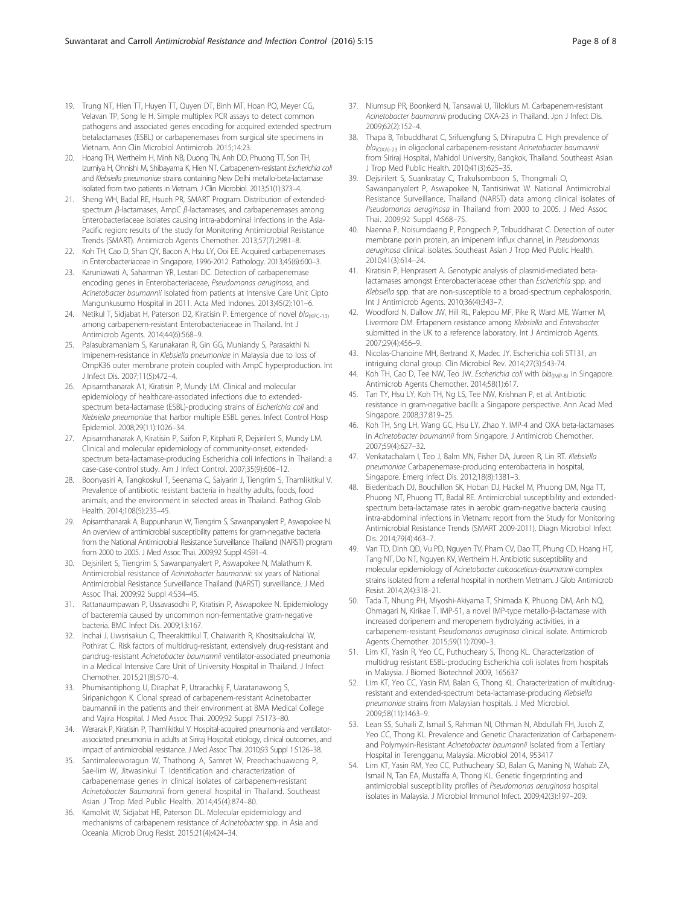19. Trung NT, Hien TT, Huyen TT, Quyen DT, Binh MT, Hoan PQ, Meyer CG, Velavan TP, Song le H. Simple multiplex PCR assays to detect common pathogens and associated genes encoding for acquired extended spectrum betalactamases (ESBL) or carbapenemases from surgical site specimens in Vietnam. Ann Clin Microbiol Antimicrob. 2015;14:23.
20. Hoang TH, Wertheim H, Minh NB, Duong TN, Anh DD, Phuong TT, Son TH, Izumiya H, Ohnishi M, Shibayama K, Hien NT. Carbapenem-resistant *Escherichia coli* and *Klebsiella pneumoniae* strains containing New Delhi metallo-beta-lactamase isolated from two patients in Vietnam. J Clin Microbiol. 2013;51(1):373–4.
21. Sheng WH, Badal RE, Hsueh PR, SMART Program. Distribution of extended-spectrum β-lactamases, AmpC β-lactamases, and carbapenemases among Enterobacteriaceae isolates causing intra-abdominal infections in the Asia-Pacific region: results of the study for Monitoring Antimicrobial Resistance Trends (SMART). Antimicrob Agents Chemother. 2013;57(7):2981–8.
22. Koh TH, Cao D, Shan QY, Bacon A, Hsu LY, Ooi EE. Acquired carbapenemases in Enterobacteriaceae in Singapore, 1996-2012. Pathology. 2013;45(6):600–3.
23. Karuniawati A, Saharman YR, Lestari DC. Detection of carbapenemase encoding genes in Enterobacteriaceae, *Pseudomonas aeruginosa*, and *Acinetobacter baumannii* isolated from patients at Intensive Care Unit Cipto Mangunkusumo Hospital in 2011. Acta Med Indones. 2013;45(2):101–6.
24. Netikul T, Sidjabat H, Paterson D2, Kiratisin P. Emergence of novel $bla_{\text{KPC-13}}$ among carbapenem-resistant Enterobacteriaceae in Thailand. Int J Antimicrob Agents. 2014;44(6):568–9.
25. Palasubramaniam S, Karunakaran R, Gin GG, Muniandy S, Parasakthi N. Imipenem-resistance in *Klebsiella pneumoniae* in Malaysia due to loss of OmpK36 outer membrane protein coupled with AmpC hyperproduction. Int J Infect Dis. 2007;11(5):472–4.
26. Apisarnthanarak A1, Kiratisin P, Mundy LM. Clinical and molecular epidemiology of healthcare-associated infections due to extended-spectrum beta-lactamase (ESBL)-producing strains of *Escherichia coli* and *Klebsiella pneumoniae* that harbor multiple ESBL genes. Infect Control Hosp Epidemiol. 2008;29(11):1026–34.
27. Apisarnthanarak A, Kiratisin P, Saifon P, Kitphati R, Dejsirilert S, Mundy LM. Clinical and molecular epidemiology of community-onset, extended-spectrum beta-lactamase-producing Escherichia coli infections in Thailand: a case-case-control study. Am J Infect Control. 2007;35(9):606–12.
28. Boonyasiri A, Tangkoskul T, Seenama C, Saiyarin J, Tiengrim S, Thamlikitkul V. Prevalence of antibiotic resistant bacteria in healthy adults, foods, food animals, and the environment in selected areas in Thailand. Pathog Glob Health. 2014;108(5):235–45.
29. Apisarnthanarak A, Buppunharun W, Tiengrim S, Sawanpanyalert P, Aswapokee N. An overview of antimicrobial susceptibility patterns for gram-negative bacteria from the National Antimicrobial Resistance Surveillance Thailand (NARST) program from 2000 to 2005. J Med Assoc Thai. 2009;92 Suppl 4:S91–4.
30. Dejsirilert S, Tiengrim S, Sawanpanyalert P, Aswapokee N, Malathum K. Antimicrobial resistance of *Acinetobacter baumannii*: six years of National Antimicrobial Resistance Surveillance Thailand (NARST) surveillance. J Med Assoc Thai. 2009;92 Suppl 4:S34–45.
31. Rattanaumpawan P, Ussavasodhi P, Kiratisin P, Aswapokee N. Epidemiology of bacteremia caused by uncommon non-fermentative gram-negative bacteria. BMC Infect Dis. 2009;13:167.
32. Inchai J, Liwsrisakun C, Theerakittikul T, Chaiwarith R, Khositsakulchai W, Pothirat C. Risk factors of multidrug-resistant, extensively drug-resistant and pandrug-resistant *Acinetobacter baumannii* ventilator-associated pneumonia in a Medical Intensive Care Unit of University Hospital in Thailand. J Infect Chemother. 2015;21(8):570–4.
33. Phumisantiphong U, Diraphat P, Utrarachkij F, Uaratanawong S, Siripanichgon K. Clonal spread of carbapenem-resistant Acinetobacter baumannii in the patients and their environment at BMA Medical College and Vajira Hospital. J Med Assoc Thai. 2009;92 Suppl 7:S173–80.
34. Werarak P, Kiratisin P, Thamlikitkul V. Hospital-acquired pneumonia and ventilator-associated pneumonia in adults at Siriraj Hospital: etiology, clinical outcomes, and impact of antimicrobial resistance. J Med Assoc Thai. 2010;93 Suppl 1:S126–38.
35. Santimaleeworagun W, Thathong A, Samret W, Preechachuawong P, Sae-lim W, Jitwasinkul T. Identification and characterization of carbapenemase genes in clinical isolates of carbapenem-resistant *Acinetobacter Baumannii* from general hospital in Thailand. Southeast Asian J Trop Med Public Health. 2014;45(4):874–80.
36. Kamolvit W, Sidjabat HE, Paterson DL. Molecular epidemiology and mechanisms of carbapenem resistance of *Acinetobacter* spp. in Asia and Oceania. Microb Drug Resist. 2015;21(4):424–34.
37. Niumsup PR, Boonkerd N, Tansawai U, Tiloklurs M. Carbapenem-resistant *Acinetobacter baumannii* producing OXA-23 in Thailand. Jpn J Infect Dis. 2009;62(2):152–4.
38. Thapa B, Tribuddharat C, Srifuengfung S, Dhiraputra C. High prevalence of $bla_{\text{OXA-23}}$ in oligoclonal carbapenem-resistant *Acinetobacter baumannii* from Siriraj Hospital, Mahidol University, Bangkok, Thailand. Southeast Asian J Trop Med Public Health. 2010;41(3):625–35.
39. Dejsirilert S, Suankratay C, Trakulsomboon S, Thongmali O, Sawanpanyalert P, Aswapokee N, Tantisiriwat W. National Antimicrobial Resistance Surveillance, Thailand (NARST) data among clinical isolates of *Pseudomonas aeruginosa* in Thailand from 2000 to 2005. J Med Assoc Thai. 2009;92 Suppl 4:S68–75.
40. Naenna P, Noisumdaeng P, Pongpech P, Tribuddharat C. Detection of outer membrane porin protein, an imipenem influx channel, in *Pseudomonas aeruginosa* clinical isolates. Southeast Asian J Trop Med Public Health. 2010;41(3):614–24.
41. Kiratisin P, Henprasert A. Genotypic analysis of plasmid-mediated beta-lactamases amongst Enterobacteriaceae other than *Escherichia* spp. and *Klebsiella* spp. that are non-susceptible to a broad-spectrum cephalosporin. Int J Antimicrob Agents. 2010;36(4):343–7.
42. Woodford N, Dallow JW, Hill RL, Palepou MF, Pike R, Ward ME, Warner M, Livermore DM. Ertapenem resistance among *Klebsiella* and *Enterobacter* submitted in the UK to a reference laboratory. Int J Antimicrob Agents. 2007;29(4):456–9.
43. Nicolas-Chanoine MH, Bertrand X, Madec JY. Escherichia coli ST131, an intriguing clonal group. Clin Microbiol Rev. 2014;27(3):543-74.
44. Koh TH, Cao D, Tee NW, Teo JW. *Escherichia coli* with $bla_{\text{IMP-8}}$ in Singapore. Antimicrob Agents Chemother. 2014;58(1):617.
45. Tan TY, Hsu LY, Koh TH, Ng LS, Tee NW, Krishnan P, et al. Antibiotic resistance in gram-negative bacilli: a Singapore perspective. Ann Acad Med Singapore. 2008;37:819–25.
46. Koh TH, Sng LH, Wang GC, Hsu LY, Zhao Y. IMP-4 and OXA beta-lactamases in *Acinetobacter baumannii* from Singapore. J Antimicrob Chemother. 2007;59(4):627–32.
47. Venkatachalam I, Teo J, Balm MN, Fisher DA, Jureen R, Lin RT. *Klebsiella pneumoniae* Carbapenemase-producing enterobacteria in hospital, Singapore. Emerg Infect Dis. 2012;18(8):1381–3.
48. Biedenbach DJ, Bouchillon SK, Hoban DJ, Hackel M, Phuong DM, Nga TT, Phuong NT, Phuong TT, Badal RE. Antimicrobial susceptibility and extended-spectrum beta-lactamase rates in aerobic gram-negative bacteria causing intra-abdominal infections in Vietnam: report from the Study for Monitoring Antimicrobial Resistance Trends (SMART 2009-2011). Diagn Microbiol Infect Dis. 2014;79(4):463–7.
49. Van TD, Dinh QD, Vu PD, Nguyen TV, Pham CV, Dao TT, Phung CD, Hoang HT, Tang NT, Do NT, Nguyen KV, Wertheim H. Antibiotic susceptibility and molecular epidemiology of *Acinetobacter calcoaceticus-baumannii* complex strains isolated from a referral hospital in northern Vietnam. J Glob Antimicrob Resist. 2014;2(4):318–21.
50. Tada T, Nhung PH, Miyoshi-Akiyama T, Shimada K, Phuong DM, Anh NQ, Ohmagari N, Kirikae T. IMP-51, a novel IMP-type metallo-β-lactamase with increased doripenem and meropenem hydrolyzing activities, in a carbapenem-resistant *Pseudomonas aeruginosa* clinical isolate. Antimicrob Agents Chemother. 2015;59(11):7090–3.
51. Lim KT, Yasin R, Yeo CC, Puthucheary S, Thong KL. Characterization of multidrug resistant ESBL-producing Escherichia coli isolates from hospitals in Malaysia. J Biomed Biotechnol 2009, 165637
52. Lim KT, Yeo CC, Yasin RM, Balan G, Thong KL. Characterization of multidrug-resistant and extended-spectrum beta-lactamase-producing *Klebsiella pneumoniae* strains from Malaysian hospitals. J Med Microbiol. 2009;58(11):1463–9.
53. Lean SS, Suhaili Z, Ismail S, Rahman NI, Othman N, Abdullah FH, Jusoh Z, Yeo CC, Thong KL. Prevalence and Genetic Characterization of Carbapenem- and Polymyxin-Resistant *Acinetobacter baumannii* Isolated from a Tertiary Hospital in Terengganu, Malaysia. Microbiol 2014, 953417
54. Lim KT, Yasin RM, Yeo CC, Puthucheary SD, Balan G, Maning N, Wahab ZA, Ismail N, Tan EA, Mustaffa A, Thong KL. Genetic fingerprinting and antimicrobial susceptibility profiles of *Pseudomonas aeruginosa* hospital isolates in Malaysia. J Microbiol Immunol Infect. 2009;42(3):197–209.